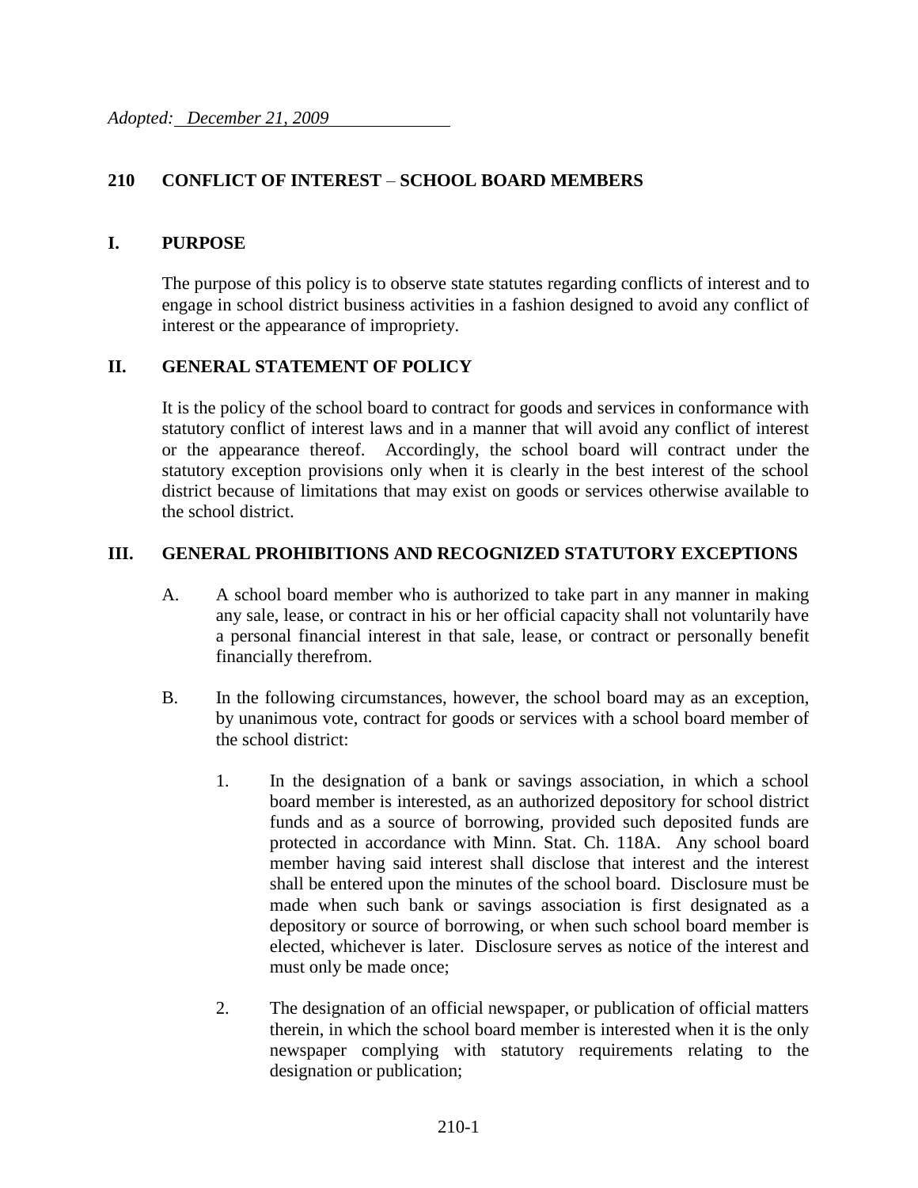*Adopted: December 21, 2009*

## 210 CONFLICT OF INTEREST – SCHOOL BOARD MEMBERS

### I. PURPOSE

The purpose of this policy is to observe state statutes regarding conflicts of interest and to engage in school district business activities in a fashion designed to avoid any conflict of interest or the appearance of impropriety.

### II. GENERAL STATEMENT OF POLICY

It is the policy of the school board to contract for goods and services in conformance with statutory conflict of interest laws and in a manner that will avoid any conflict of interest or the appearance thereof. Accordingly, the school board will contract under the statutory exception provisions only when it is clearly in the best interest of the school district because of limitations that may exist on goods or services otherwise available to the school district.

### III. GENERAL PROHIBITIONS AND RECOGNIZED STATUTORY EXCEPTIONS

A. A school board member who is authorized to take part in any manner in making any sale, lease, or contract in his or her official capacity shall not voluntarily have a personal financial interest in that sale, lease, or contract or personally benefit financially therefrom.

B. In the following circumstances, however, the school board may as an exception, by unanimous vote, contract for goods or services with a school board member of the school district:

1. In the designation of a bank or savings association, in which a school board member is interested, as an authorized depository for school district funds and as a source of borrowing, provided such deposited funds are protected in accordance with Minn. Stat. Ch. 118A. Any school board member having said interest shall disclose that interest and the interest shall be entered upon the minutes of the school board. Disclosure must be made when such bank or savings association is first designated as a depository or source of borrowing, or when such school board member is elected, whichever is later. Disclosure serves as notice of the interest and must only be made once;

2. The designation of an official newspaper, or publication of official matters therein, in which the school board member is interested when it is the only newspaper complying with statutory requirements relating to the designation or publication;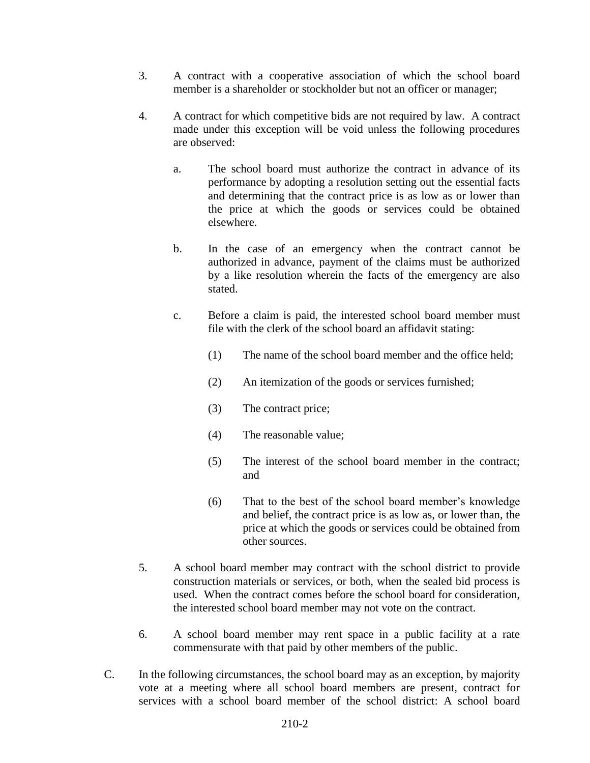3. A contract with a cooperative association of which the school board member is a shareholder or stockholder but not an officer or manager;

4. A contract for which competitive bids are not required by law. A contract made under this exception will be void unless the following procedures are observed:

   a. The school board must authorize the contract in advance of its performance by adopting a resolution setting out the essential facts and determining that the contract price is as low as or lower than the price at which the goods or services could be obtained elsewhere.

   b. In the case of an emergency when the contract cannot be authorized in advance, payment of the claims must be authorized by a like resolution wherein the facts of the emergency are also stated.

   c. Before a claim is paid, the interested school board member must file with the clerk of the school board an affidavit stating:

      (1) The name of the school board member and the office held;

      (2) An itemization of the goods or services furnished;

      (3) The contract price;

      (4) The reasonable value;

      (5) The interest of the school board member in the contract; and

      (6) That to the best of the school board member's knowledge and belief, the contract price is as low as, or lower than, the price at which the goods or services could be obtained from other sources.

5. A school board member may contract with the school district to provide construction materials or services, or both, when the sealed bid process is used. When the contract comes before the school board for consideration, the interested school board member may not vote on the contract.

6. A school board member may rent space in a public facility at a rate commensurate with that paid by other members of the public.

C. In the following circumstances, the school board may as an exception, by majority vote at a meeting where all school board members are present, contract for services with a school board member of the school district: A school board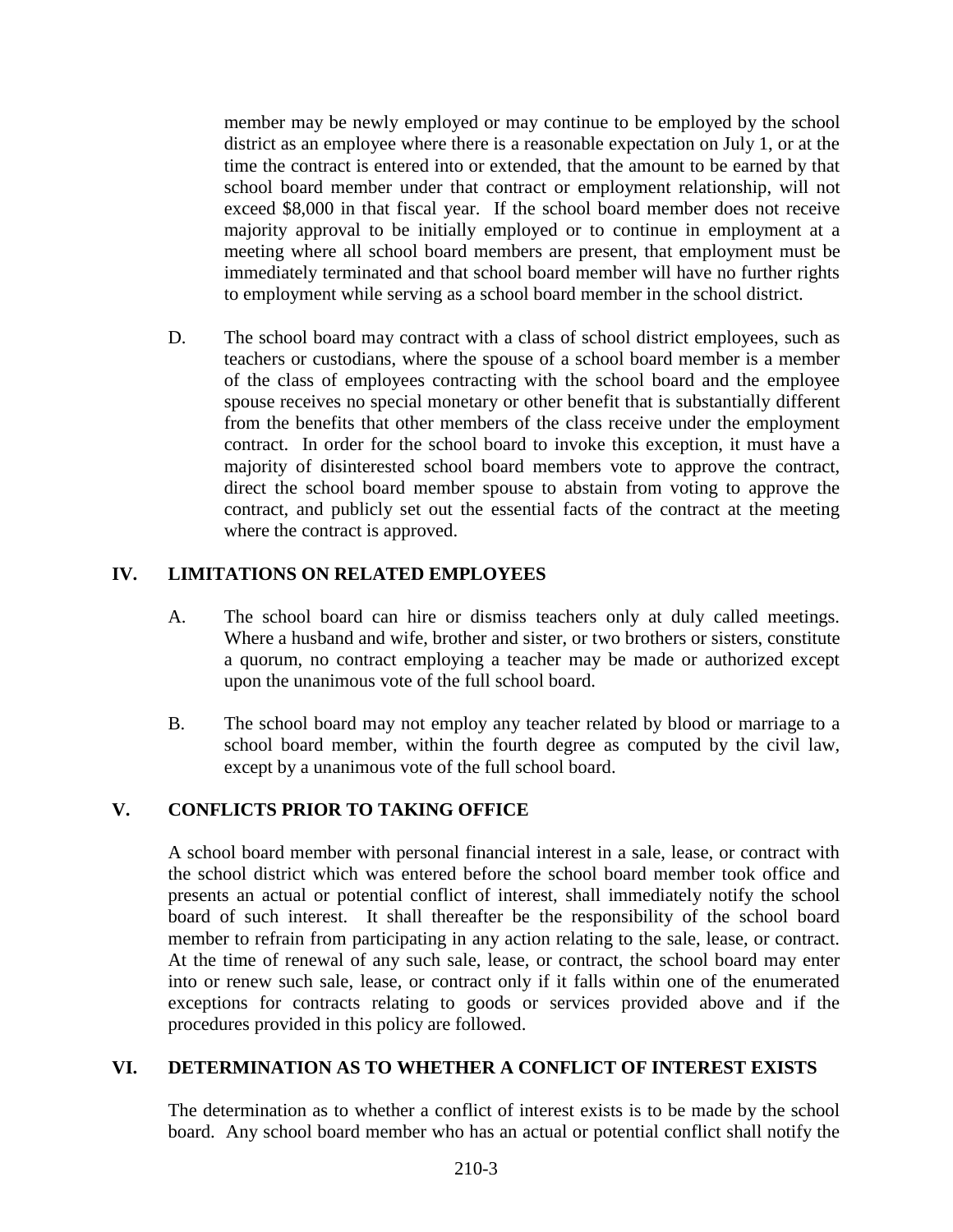member may be newly employed or may continue to be employed by the school district as an employee where there is a reasonable expectation on July 1, or at the time the contract is entered into or extended, that the amount to be earned by that school board member under that contract or employment relationship, will not exceed $8,000 in that fiscal year. If the school board member does not receive majority approval to be initially employed or to continue in employment at a meeting where all school board members are present, that employment must be immediately terminated and that school board member will have no further rights to employment while serving as a school board member in the school district.

D. The school board may contract with a class of school district employees, such as teachers or custodians, where the spouse of a school board member is a member of the class of employees contracting with the school board and the employee spouse receives no special monetary or other benefit that is substantially different from the benefits that other members of the class receive under the employment contract. In order for the school board to invoke this exception, it must have a majority of disinterested school board members vote to approve the contract, direct the school board member spouse to abstain from voting to approve the contract, and publicly set out the essential facts of the contract at the meeting where the contract is approved.

## IV. LIMITATIONS ON RELATED EMPLOYEES

A. The school board can hire or dismiss teachers only at duly called meetings. Where a husband and wife, brother and sister, or two brothers or sisters, constitute a quorum, no contract employing a teacher may be made or authorized except upon the unanimous vote of the full school board.

B. The school board may not employ any teacher related by blood or marriage to a school board member, within the fourth degree as computed by the civil law, except by a unanimous vote of the full school board.

## V. CONFLICTS PRIOR TO TAKING OFFICE

A school board member with personal financial interest in a sale, lease, or contract with the school district which was entered before the school board member took office and presents an actual or potential conflict of interest, shall immediately notify the school board of such interest. It shall thereafter be the responsibility of the school board member to refrain from participating in any action relating to the sale, lease, or contract. At the time of renewal of any such sale, lease, or contract, the school board may enter into or renew such sale, lease, or contract only if it falls within one of the enumerated exceptions for contracts relating to goods or services provided above and if the procedures provided in this policy are followed.

## VI. DETERMINATION AS TO WHETHER A CONFLICT OF INTEREST EXISTS

The determination as to whether a conflict of interest exists is to be made by the school board. Any school board member who has an actual or potential conflict shall notify the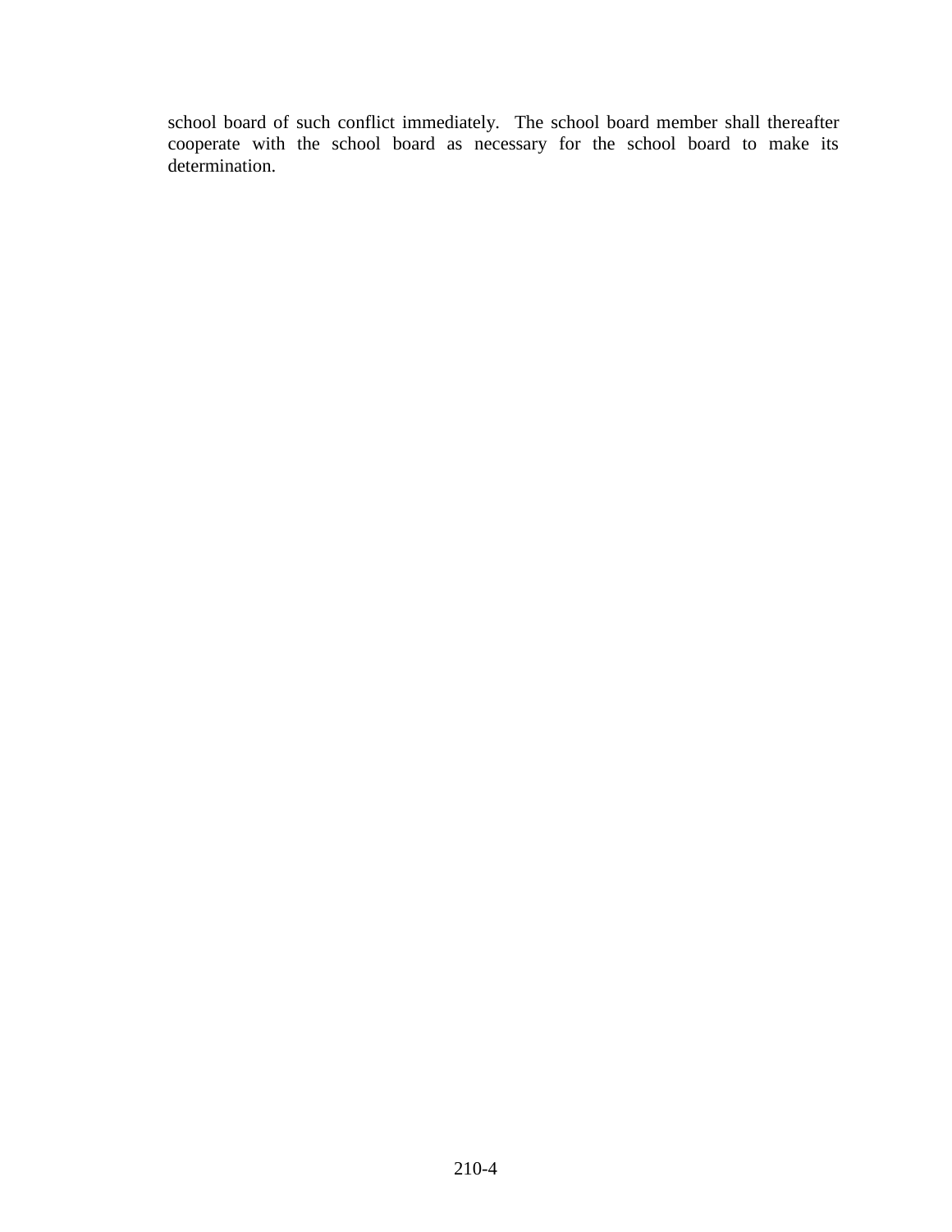school board of such conflict immediately. The school board member shall thereafter cooperate with the school board as necessary for the school board to make its determination.